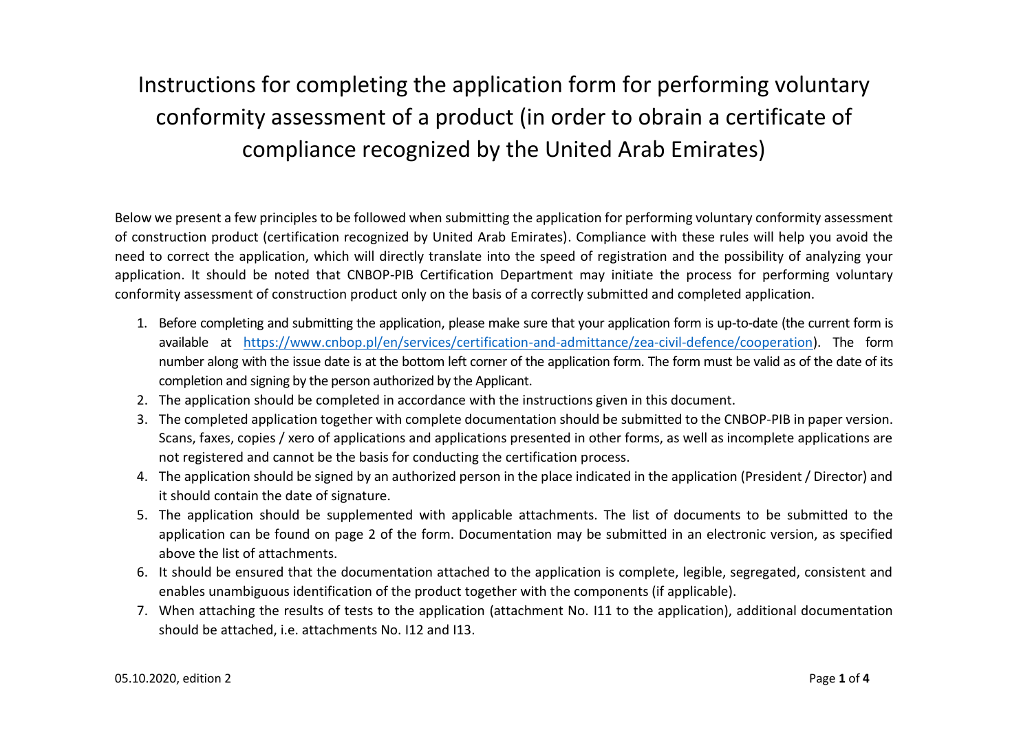# Instructions for completing the application form for performing voluntary conformity assessment of a product (in order to obrain a certificate of compliance recognized by the United Arab Emirates)

Below we present a few principles to be followed when submitting the application for performing voluntary conformity assessment of construction product (certification recognized by United Arab Emirates). Compliance with these rules will help you avoid the need to correct the application, which will directly translate into the speed of registration and the possibility of analyzing your application. It should be noted that CNBOP-PIB Certification Department may initiate the process for performing voluntary conformity assessment of construction product only on the basis of a correctly submitted and completed application.

1. Before completing and submitting the application, please make sure that your application form is up-to-date (the current form is available at [https://www.cnbop.pl/en/services/certification-and-admittance/zea-civil-defence/cooperation](https://www.cnbop.pl/en/services/certification-and-admittance/zea-civil-defence/cooperation)). The form number along with the issue date is at the bottom left corner of the application form. The form must be valid as of the date of its completion and signing by the person authorized by the Applicant.
2. The application should be completed in accordance with the instructions given in this document.
3. The completed application together with complete documentation should be submitted to the CNBOP-PIB in paper version. Scans, faxes, copies / xero of applications and applications presented in other forms, as well as incomplete applications are not registered and cannot be the basis for conducting the certification process.
4. The application should be signed by an authorized person in the place indicated in the application (President / Director) and it should contain the date of signature.
5. The application should be supplemented with applicable attachments. The list of documents to be submitted to the application can be found on page 2 of the form. Documentation may be submitted in an electronic version, as specified above the list of attachments.
6. It should be ensured that the documentation attached to the application is complete, legible, segregated, consistent and enables unambiguous identification of the product together with the components (if applicable).
7. When attaching the results of tests to the application (attachment No. I11 to the application), additional documentation should be attached, i.e. attachments No. I12 and I13.

05.10.2020, edition 2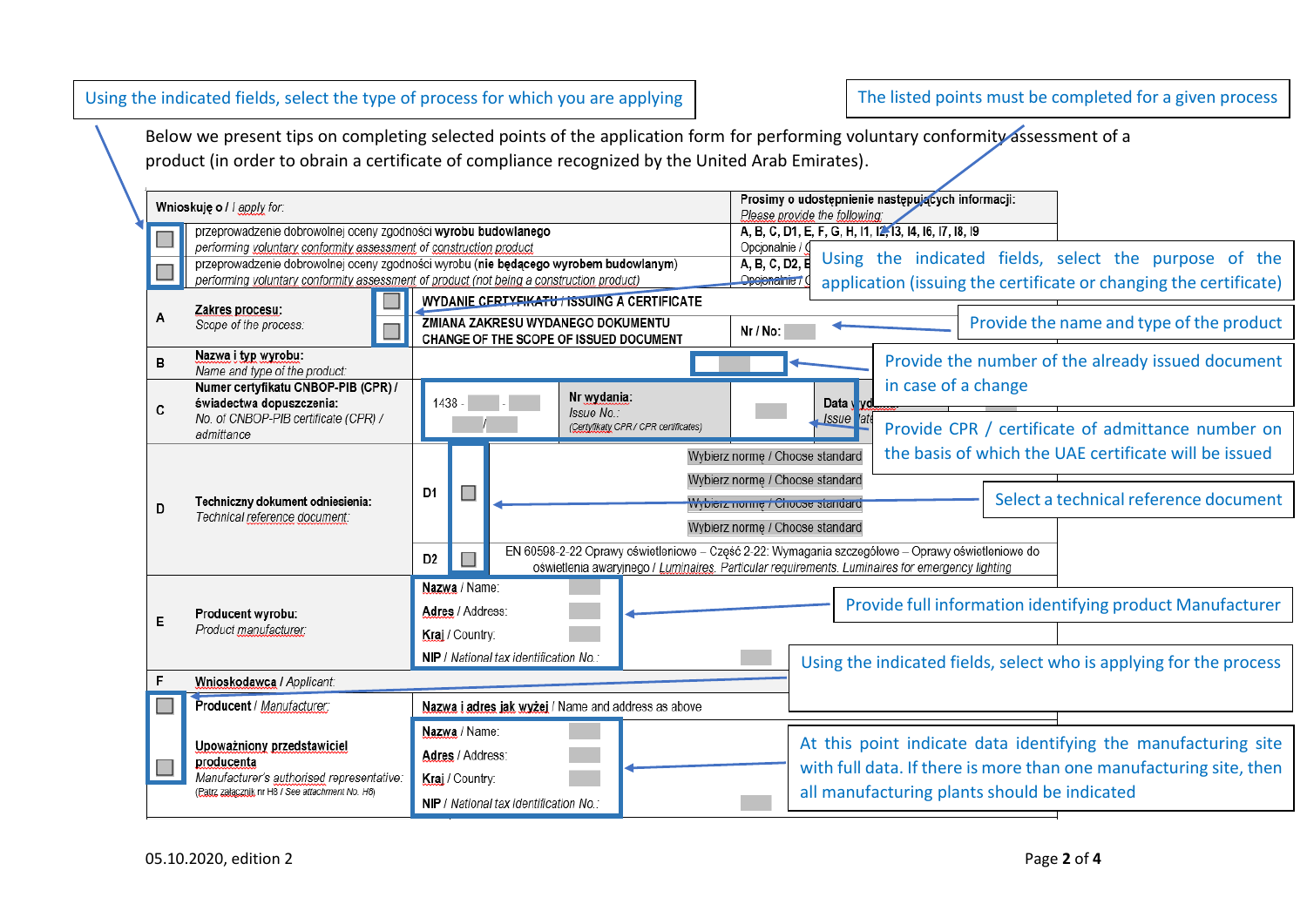Using the indicated fields, select the type of process for which you are applying

The listed points must be completed for a given process

Below we present tips on completing selected points of the application form for performing voluntary conformity assessment of a product (in order to obrain a certificate of compliance recognized by the United Arab Emirates).

| | Wnioskuję o / *I apply for:* | | Prosimy o udostępnienie następujących informacji: *Please provide the following:* |
|---|---|---|---|
| ☐ | przeprowadzenie dobrowolnej oceny zgodności **wyrobu budowlanego** *performing voluntary conformity assessment of construction product* | | A, B, C, D1, E, F, G, H, I1, I2, I3, I4, I6, I7, I8, I9 Opcjonalnie / *O...* |
| ☐ | przeprowadzenie dobrowolnej oceny zgodności wyrobu (**nie będącego wyrobem budowlanym**) *performing voluntary conformity assessment of product (not being a construction product)* | | A, B, C, D2, E... Opcjonalnie / *O...* |
| A | Zakres procesu: *Scope of the process:* | ☐ WYDANIE CERTYFIKATU / ISSUING A CERTIFICATE | |
| | | ☐ ZMIANA ZAKRESU WYDANEGO DOKUMENTU / CHANGE OF THE SCOPE OF ISSUED DOCUMENT | Nr / No: |
| B | Nazwa i typ wyrobu: *Name and type of the product:* | | |
| C | Numer certyfikatu CNBOP-PIB (CPR) / świadectwa dopuszczenia: *No. of CNBOP-PIB certificate (CPR) / admittance* | 1438 - ... / ... | Nr wydania: *Issue No.:* (*Certyfikaty CPR / CPR certificates*) — Data wyd... / *Issue date* |
| D | Techniczny dokument odniesienia: *Technical reference document:* | D1 ☐ | Wybierz normę / Choose standard; Wybierz normę / Choose standard; Wybierz normę / Choose standard; Wybierz normę / Choose standard |
| | | D2 ☐ | EN 60598-2-22 Oprawy oświetleniowe – Część 2-22: Wymagania szczegółowe – Oprawy oświetleniowe do oświetlenia awaryjnego / *Luminaires. Particular requirements. Luminaires for emergency lighting* |
| E | Producent wyrobu: *Product manufacturer:* | Nazwa / Name: <br> Adres / Address: <br> Kraj / Country: <br> NIP / *National tax identification No.:* | |
| F | Wnioskodawca / *Applicant:* | | |
| ☐ | Producent / *Manufacturer:* | Nazwa i adres jak wyżej / Name and address as above | |
| ☐ | Upoważniony przedstawiciel producenta *Manufacturer's authorised representative:* (Patrz załącznik nr H8 / *See attachment No. H8*) | Nazwa / Name: <br> Adres / Address: <br> Kraj / Country: <br> NIP / *National tax identification No.:* | |

Using the indicated fields, select the purpose of the application (issuing the certificate or changing the certificate)

Provide the name and type of the product

Provide the number of the already issued document in case of a change

Provide CPR / certificate of admittance number on the basis of which the UAE certificate will be issued

Select a technical reference document

Provide full information identifying product Manufacturer

Using the indicated fields, select who is applying for the process

At this point indicate data identifying the manufacturing site with full data. If there is more than one manufacturing site, then all manufacturing plants should be indicated

05.10.2020, edition 2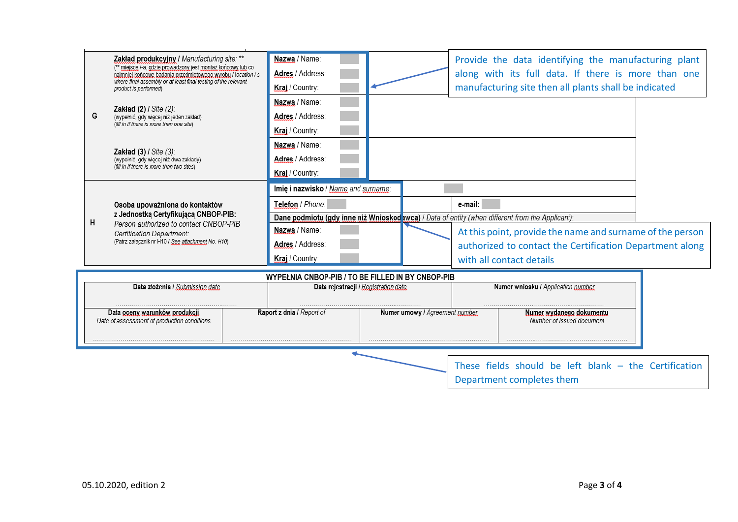| | | | |
|---|---|---|---|
| G | **Zakład produkcyjny** / *Manufacturing site:* \*\* (\*\* miejsce /-a, gdzie prowadzony jest montaż końcowy lub co najmniej końcowe badania przedmiotowego wyrobu / *location /-s where final assembly or at least final testing of the relevant product is performed*) | **Nazwa** / Name: | |
| | | **Adres** / Address: | |
| | | **Kraj** / Country: | |
| | **Zakład (2)** / *Site (2):* (wypełnić, gdy więcej niż jeden zakład) (*fill in if there is more than one site*) | **Nazwa** / Name: | |
| | | **Adres** / Address: | |
| | | **Kraj** / Country: | |
| | **Zakład (3)** / *Site (3):* (wypełnić, gdy więcej niż dwa zakłady) (*fill in if there is more than two sites*) | **Nazwa** / Name: | |
| | | **Adres** / Address: | |
| | | **Kraj** / Country: | |
| H | **Osoba upoważniona do kontaktów z Jednostką Certyfikującą CNBOP-PIB:** *Person authorized to contact CNBOP-PIB Certification Department:* (Patrz załącznik nr H10 / *See attachment No. H10*) | **Imię i nazwisko** / *Name and surname:* | |
| | | **Telefon** / *Phone:* | **e-mail:** |
| | | **Dane podmiotu (gdy inne niż Wnioskodawca)** / *Data of entity (when different from the Applicant):* | |
| | | **Nazwa** / Name: | |
| | | **Adres** / Address: | |
| | | **Kraj** / Country: | |

Provide the data identifying the manufacturing plant along with its full data. If there is more than one manufacturing site then all plants shall be indicated

At this point, provide the name and surname of the person authorized to contact the Certification Department along with all contact details

**WYPEŁNIA CNBOP-PIB / TO BE FILLED IN BY CNBOP-PIB**

| **Data złożenia** / *Submission date* | **Data rejestracji** / *Registration date* | **Numer wniosku** / *Application number* | |
|---|---|---|---|
| ............................................ | ............................................ | ............................................ | |
| **Data oceny warunków produkcji** / *Date of assessment of production conditions* | **Raport z dnia** / *Report of* | **Numer umowy** / *Agreement number* | **Numer wydanego dokumentu** / *Number of issued document* |
| ............................................ | ............................................ | ............................................ | ............................................ |

These fields should be left blank – the Certification Department completes them

05.10.2020, edition 2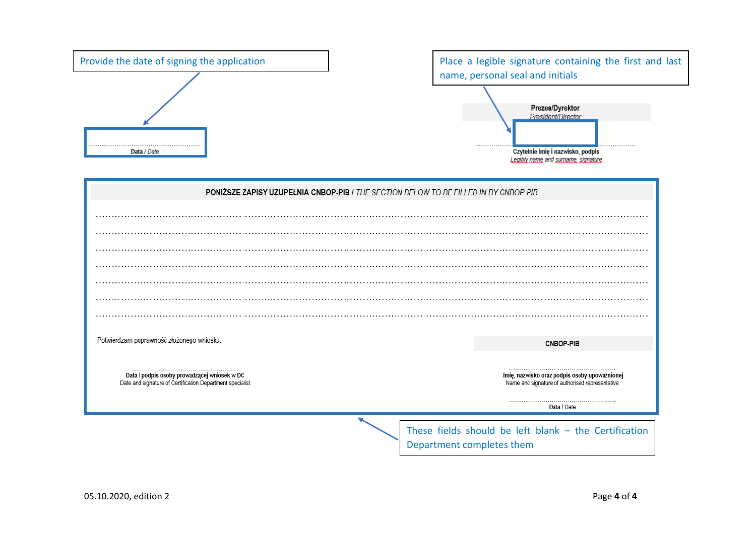Provide the date of signing the application

Place a legible signature containing the first and last name, personal seal and initials

..................................................
**Data** / *Date*

**Prezes/Dyrektor**
*President/Director*

..................................................
**Czytelnie imię i nazwisko, podpis**
*Legibly name and surname, signature*

**PONIŻSZE ZAPISY UZUPEŁNIA CNBOP-PIB** / *THE SECTION BELOW TO BE FILLED IN BY CNBOP-PIB*

..................................................................................................................................................

..................................................................................................................................................

..................................................................................................................................................

..................................................................................................................................................

..................................................................................................................................................

..................................................................................................................................................

..................................................................................................................................................

Potwierdzam poprawność złożonego wniosku.

..................................................
**Data i podpis osoby prowadzącej wniosek w DC**
Date and signature of Certification Department specialist

**CNBOP-PIB**

..................................................
**Imię, nazwisko oraz podpis osoby upoważnionej**
Name and signature of authorised representative

..................................................
**Data** / Date

These fields should be left blank – the Certification Department completes them

05.10.2020, edition 2